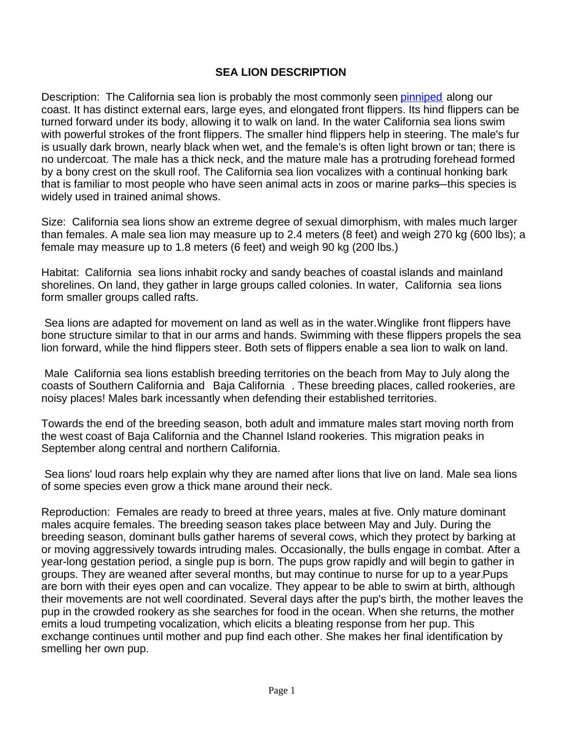# SEA LION DESCRIPTION

Description: The California sea lion is probably the most commonly seen [pinniped] along our coast. It has distinct external ears, large eyes, and elongated front flippers. Its hind flippers can be turned forward under its body, allowing it to walk on land. In the water California sea lions swim with powerful strokes of the front flippers. The smaller hind flippers help in steering. The male's fur is usually dark brown, nearly black when wet, and the female's is often light brown or tan; there is no undercoat. The male has a thick neck, and the mature male has a protruding forehead formed by a bony crest on the skull roof. The California sea lion vocalizes with a continual honking bark that is familiar to most people who have seen animal acts in zoos or marine parks—this species is widely used in trained animal shows.

Size: California sea lions show an extreme degree of sexual dimorphism, with males much larger than females. A male sea lion may measure up to 2.4 meters (8 feet) and weigh 270 kg (600 lbs); a female may measure up to 1.8 meters (6 feet) and weigh 90 kg (200 lbs.)

Habitat: California sea lions inhabit rocky and sandy beaches of coastal islands and mainland shorelines. On land, they gather in large groups called colonies. In water, California sea lions form smaller groups called rafts.

Sea lions are adapted for movement on land as well as in the water.Winglike front flippers have bone structure similar to that in our arms and hands. Swimming with these flippers propels the sea lion forward, while the hind flippers steer. Both sets of flippers enable a sea lion to walk on land.

Male California sea lions establish breeding territories on the beach from May to July along the coasts of Southern California and Baja California . These breeding places, called rookeries, are noisy places! Males bark incessantly when defending their established territories.

Towards the end of the breeding season, both adult and immature males start moving north from the west coast of Baja California and the Channel Island rookeries. This migration peaks in September along central and northern California.

Sea lions' loud roars help explain why they are named after lions that live on land. Male sea lions of some species even grow a thick mane around their neck.

Reproduction: Females are ready to breed at three years, males at five. Only mature dominant males acquire females. The breeding season takes place between May and July. During the breeding season, dominant bulls gather harems of several cows, which they protect by barking at or moving aggressively towards intruding males. Occasionally, the bulls engage in combat. After a year-long gestation period, a single pup is born. The pups grow rapidly and will begin to gather in groups. They are weaned after several months, but may continue to nurse for up to a year.Pups are born with their eyes open and can vocalize. They appear to be able to swim at birth, although their movements are not well coordinated. Several days after the pup's birth, the mother leaves the pup in the crowded rookery as she searches for food in the ocean. When she returns, the mother emits a loud trumpeting vocalization, which elicits a bleating response from her pup. This exchange continues until mother and pup find each other. She makes her final identification by smelling her own pup.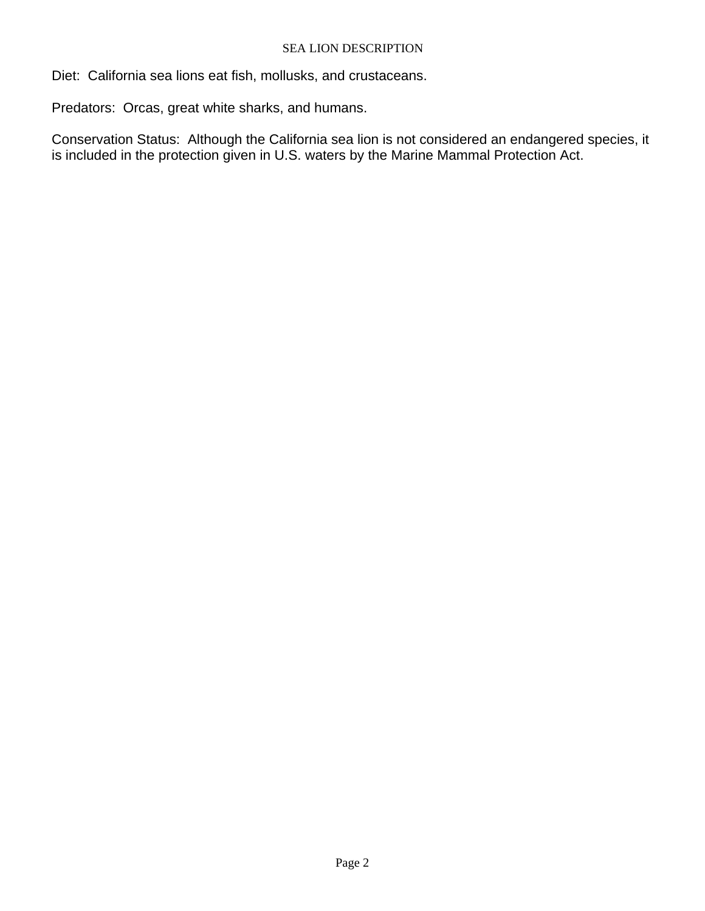SEA LION DESCRIPTION

Diet: California sea lions eat fish, mollusks, and crustaceans.

Predators: Orcas, great white sharks, and humans.

Conservation Status: Although the California sea lion is not considered an endangered species, it is included in the protection given in U.S. waters by the Marine Mammal Protection Act.